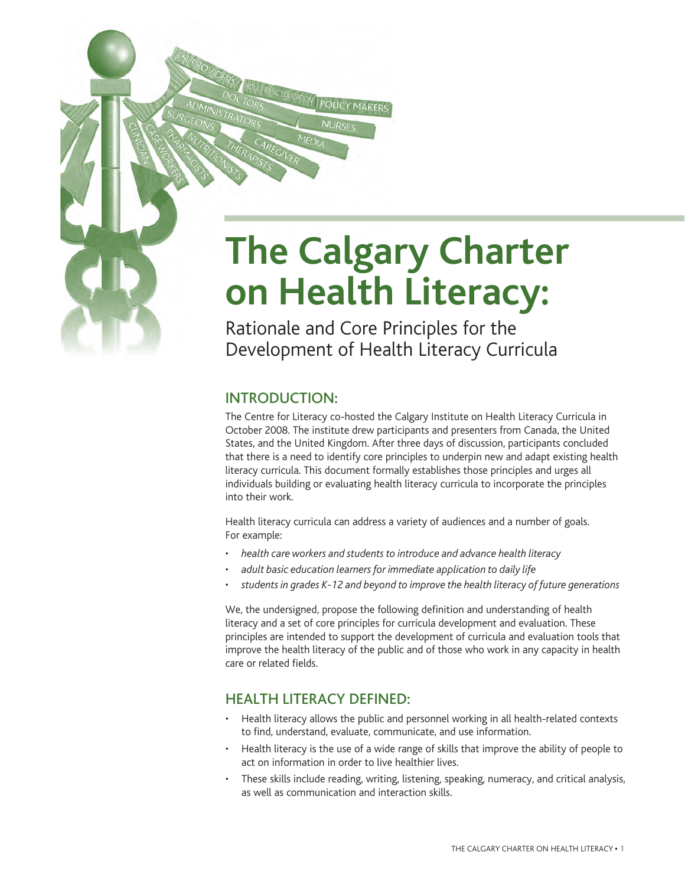# The Calgary Charter on Health Literacy:

Rationale and Core Principles for the Development of Health Literacy Curricula

## INTRODUCTION:

The Centre for Literacy co-hosted the Calgary Institute on Health Literacy Curricula in October 2008. The institute drew participants and presenters from Canada, the United States, and the United Kingdom. After three days of discussion, participants concluded that there is a need to identify core principles to underpin new and adapt existing health literacy curricula. This document formally establishes those principles and urges all individuals building or evaluating health literacy curricula to incorporate the principles into their work.

Health literacy curricula can address a variety of audiences and a number of goals. For example:

- *health care workers and students to introduce and advance health literacy*
- *adult basic education learners for immediate application to daily life*
- *students in grades K-12 and beyond to improve the health literacy of future generations*

We, the undersigned, propose the following definition and understanding of health literacy and a set of core principles for curricula development and evaluation. These principles are intended to support the development of curricula and evaluation tools that improve the health literacy of the public and of those who work in any capacity in health care or related fields.

## HEALTH LITERACY DEFINED:

- Health literacy allows the public and personnel working in all health-related contexts to find, understand, evaluate, communicate, and use information.
- Health literacy is the use of a wide range of skills that improve the ability of people to act on information in order to live healthier lives.
- These skills include reading, writing, listening, speaking, numeracy, and critical analysis, as well as communication and interaction skills.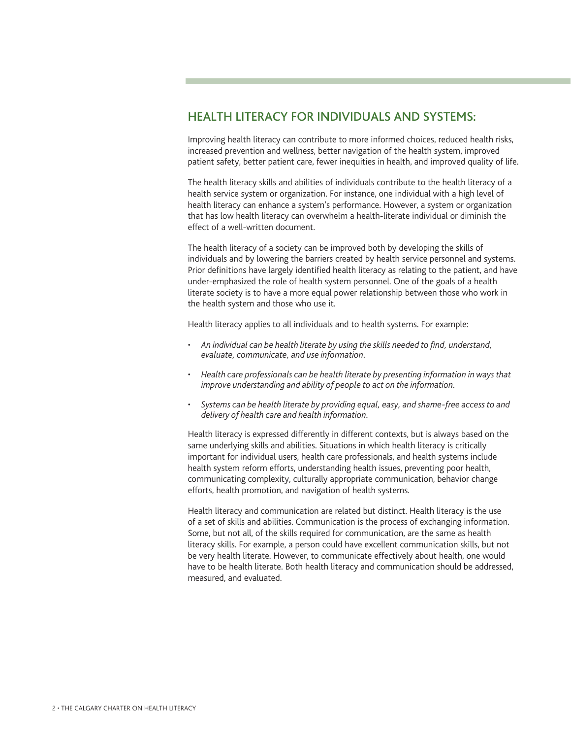## HEALTH LITERACY FOR INDIVIDUALS AND SYSTEMS:

Improving health literacy can contribute to more informed choices, reduced health risks, increased prevention and wellness, better navigation of the health system, improved patient safety, better patient care, fewer inequities in health, and improved quality of life.

The health literacy skills and abilities of individuals contribute to the health literacy of a health service system or organization. For instance, one individual with a high level of health literacy can enhance a system's performance. However, a system or organization that has low health literacy can overwhelm a health-literate individual or diminish the effect of a well-written document.

The health literacy of a society can be improved both by developing the skills of individuals and by lowering the barriers created by health service personnel and systems. Prior definitions have largely identified health literacy as relating to the patient, and have under-emphasized the role of health system personnel. One of the goals of a health literate society is to have a more equal power relationship between those who work in the health system and those who use it.

Health literacy applies to all individuals and to health systems. For example:

- *An individual can be health literate by using the skills needed to find, understand, evaluate, communicate, and use information.*
- *Health care professionals can be health literate by presenting information in ways that improve understanding and ability of people to act on the information.*
- *Systems can be health literate by providing equal, easy, and shame-free access to and delivery of health care and health information.*

Health literacy is expressed differently in different contexts, but is always based on the same underlying skills and abilities. Situations in which health literacy is critically important for individual users, health care professionals, and health systems include health system reform efforts, understanding health issues, preventing poor health, communicating complexity, culturally appropriate communication, behavior change efforts, health promotion, and navigation of health systems.

Health literacy and communication are related but distinct. Health literacy is the use of a set of skills and abilities. Communication is the process of exchanging information. Some, but not all, of the skills required for communication, are the same as health literacy skills. For example, a person could have excellent communication skills, but not be very health literate. However, to communicate effectively about health, one would have to be health literate. Both health literacy and communication should be addressed, measured, and evaluated.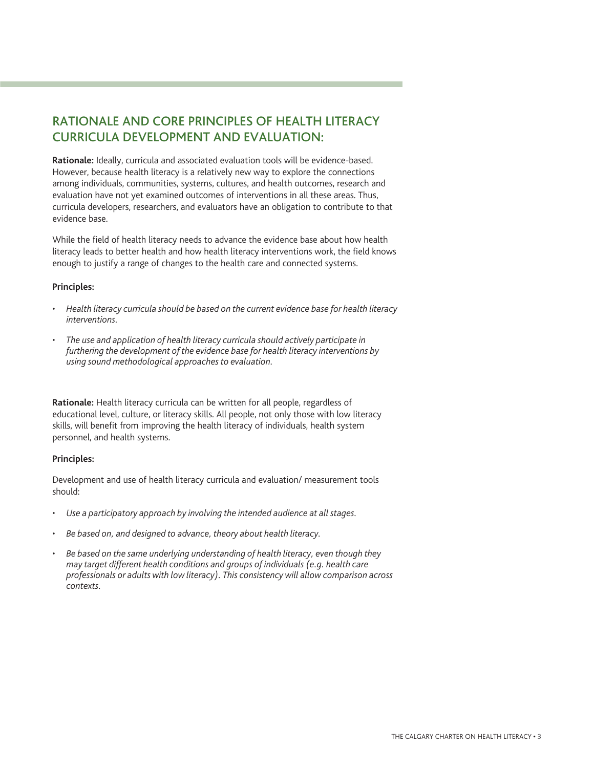## RATIONALE AND CORE PRINCIPLES OF HEALTH LITERACY CURRICULA DEVELOPMENT AND EVALUATION:

**Rationale:** Ideally, curricula and associated evaluation tools will be evidence-based. However, because health literacy is a relatively new way to explore the connections among individuals, communities, systems, cultures, and health outcomes, research and evaluation have not yet examined outcomes of interventions in all these areas. Thus, curricula developers, researchers, and evaluators have an obligation to contribute to that evidence base.

While the field of health literacy needs to advance the evidence base about how health literacy leads to better health and how health literacy interventions work, the field knows enough to justify a range of changes to the health care and connected systems.

**Principles:**

- *Health literacy curricula should be based on the current evidence base for health literacy interventions.*
- *The use and application of health literacy curricula should actively participate in furthering the development of the evidence base for health literacy interventions by using sound methodological approaches to evaluation.*

**Rationale:** Health literacy curricula can be written for all people, regardless of educational level, culture, or literacy skills. All people, not only those with low literacy skills, will benefit from improving the health literacy of individuals, health system personnel, and health systems.

**Principles:**

Development and use of health literacy curricula and evaluation/ measurement tools should:

- *Use a participatory approach by involving the intended audience at all stages.*
- *Be based on, and designed to advance, theory about health literacy.*
- *Be based on the same underlying understanding of health literacy, even though they may target different health conditions and groups of individuals (e.g. health care professionals or adults with low literacy). This consistency will allow comparison across contexts.*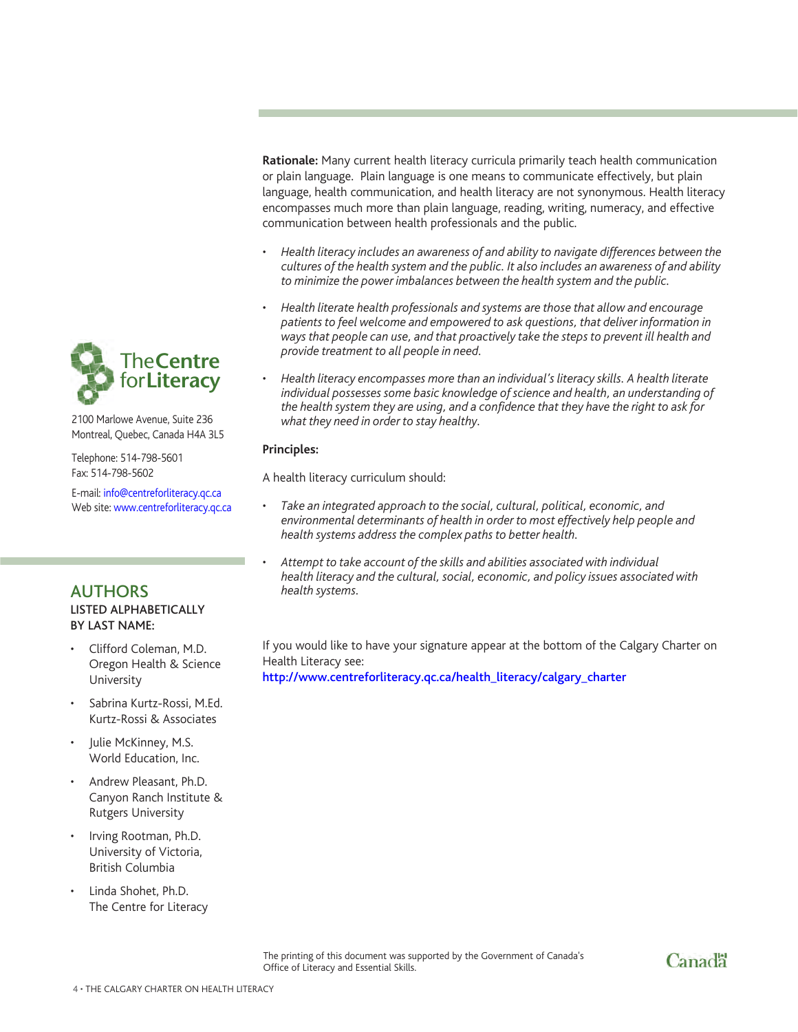**Rationale:** Many current health literacy curricula primarily teach health communication or plain language. Plain language is one means to communicate effectively, but plain language, health communication, and health literacy are not synonymous. Health literacy encompasses much more than plain language, reading, writing, numeracy, and effective communication between health professionals and the public.

- *Health literacy includes an awareness of and ability to navigate differences between the cultures of the health system and the public. It also includes an awareness of and ability to minimize the power imbalances between the health system and the public.*
- *Health literate health professionals and systems are those that allow and encourage patients to feel welcome and empowered to ask questions, that deliver information in ways that people can use, and that proactively take the steps to prevent ill health and provide treatment to all people in need.*
- *Health literacy encompasses more than an individual's literacy skills. A health literate individual possesses some basic knowledge of science and health, an understanding of the health system they are using, and a confidence that they have the right to ask for what they need in order to stay healthy.*

**Principles:**

A health literacy curriculum should:

- *Take an integrated approach to the social, cultural, political, economic, and environmental determinants of health in order to most effectively help people and health systems address the complex paths to better health.*
- *Attempt to take account of the skills and abilities associated with individual health literacy and the cultural, social, economic, and policy issues associated with health systems.*

If you would like to have your signature appear at the bottom of the Calgary Charter on Health Literacy see:
**http://www.centreforliteracy.qc.ca/health_literacy/calgary_charter**

The Centre for Literacy

2100 Marlowe Avenue, Suite 236
Montreal, Quebec, Canada H4A 3L5

Telephone: 514-798-5601
Fax: 514-798-5602

E-mail: info@centreforliteracy.qc.ca
Web site: www.centreforliteracy.qc.ca

## AUTHORS

**LISTED ALPHABETICALLY BY LAST NAME:**

- Clifford Coleman, M.D.
  Oregon Health & Science University
- Sabrina Kurtz-Rossi, M.Ed.
  Kurtz-Rossi & Associates
- Julie McKinney, M.S.
  World Education, Inc.
- Andrew Pleasant, Ph.D.
  Canyon Ranch Institute & Rutgers University
- Irving Rootman, Ph.D.
  University of Victoria, British Columbia
- Linda Shohet, Ph.D.
  The Centre for Literacy

The printing of this document was supported by the Government of Canada's Office of Literacy and Essential Skills.

Canadä